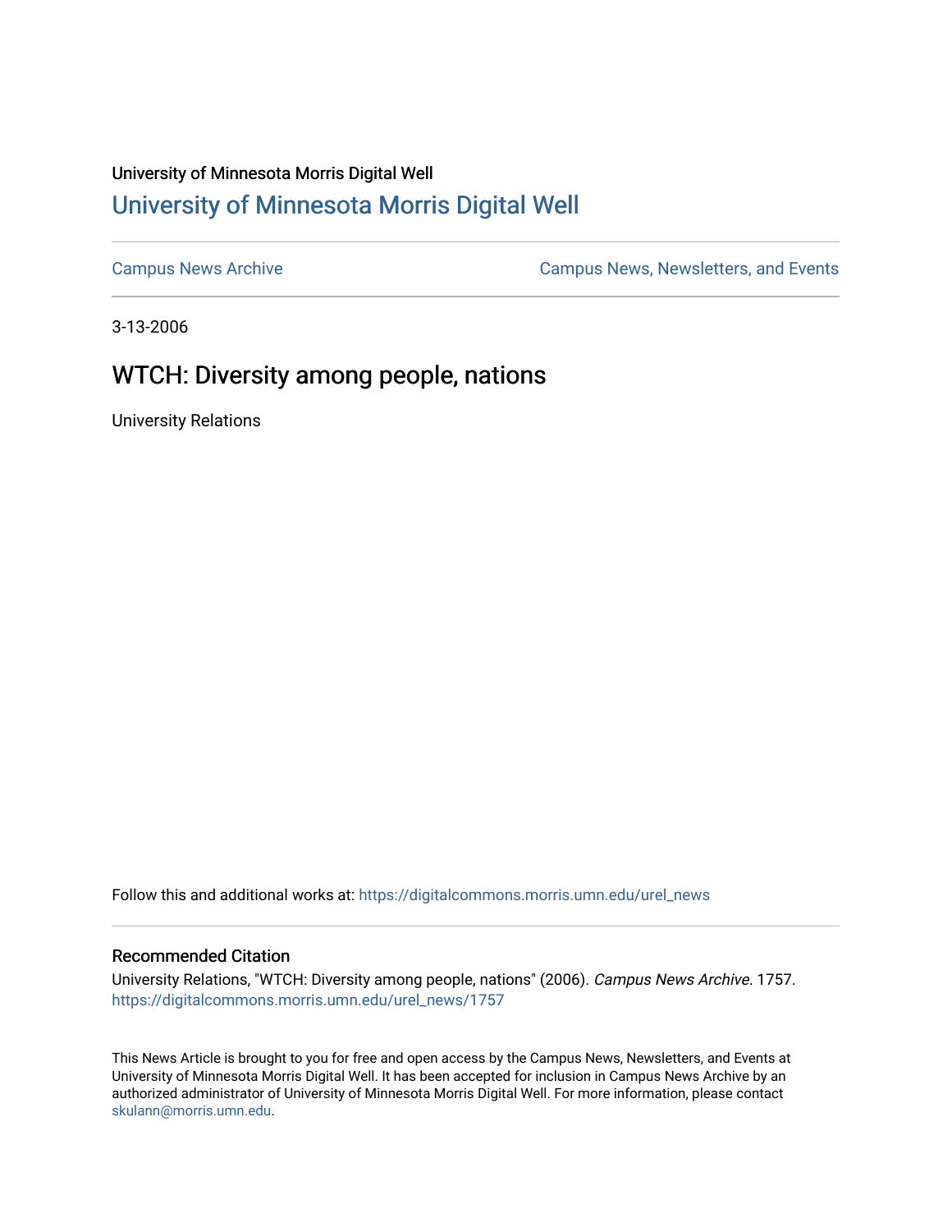University of Minnesota Morris Digital Well

# University of Minnesota Morris Digital Well

Campus News Archive

Campus News, Newsletters, and Events

3-13-2006

## WTCH: Diversity among people, nations

University Relations

Follow this and additional works at: https://digitalcommons.morris.umn.edu/urel_news

### Recommended Citation

University Relations, "WTCH: Diversity among people, nations" (2006). *Campus News Archive*. 1757.
https://digitalcommons.morris.umn.edu/urel_news/1757

This News Article is brought to you for free and open access by the Campus News, Newsletters, and Events at University of Minnesota Morris Digital Well. It has been accepted for inclusion in Campus News Archive by an authorized administrator of University of Minnesota Morris Digital Well. For more information, please contact skulann@morris.umn.edu.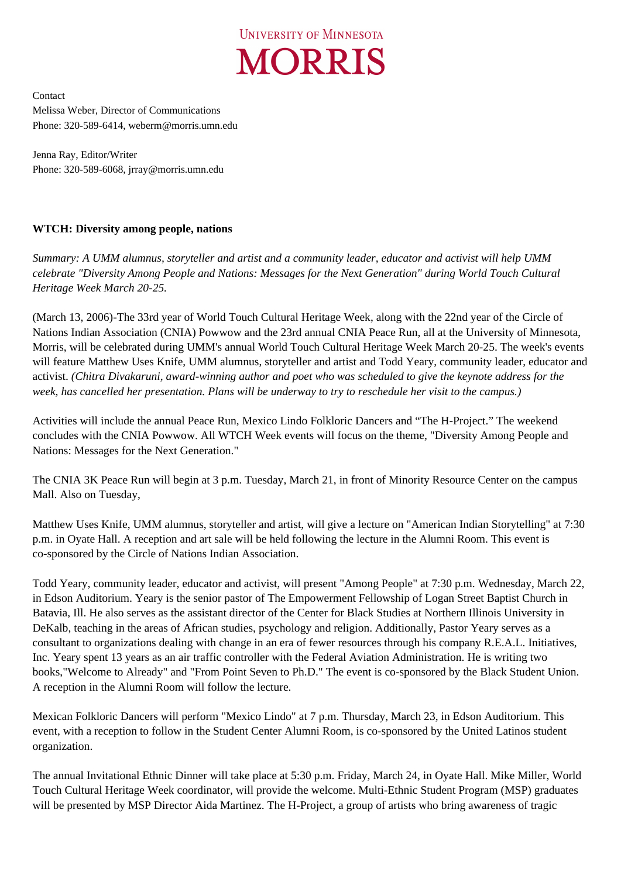UNIVERSITY OF MINNESOTA
MORRIS

Contact
Melissa Weber, Director of Communications
Phone: 320-589-6414, weberm@morris.umn.edu

Jenna Ray, Editor/Writer
Phone: 320-589-6068, jrray@morris.umn.edu

**WTCH: Diversity among people, nations**

*Summary: A UMM alumnus, storyteller and artist and a community leader, educator and activist will help UMM celebrate "Diversity Among People and Nations: Messages for the Next Generation" during World Touch Cultural Heritage Week March 20-25.*

(March 13, 2006)-The 33rd year of World Touch Cultural Heritage Week, along with the 22nd year of the Circle of Nations Indian Association (CNIA) Powwow and the 23rd annual CNIA Peace Run, all at the University of Minnesota, Morris, will be celebrated during UMM's annual World Touch Cultural Heritage Week March 20-25. The week's events will feature Matthew Uses Knife, UMM alumnus, storyteller and artist and Todd Yeary, community leader, educator and activist. *(Chitra Divakaruni, award-winning author and poet who was scheduled to give the keynote address for the week, has cancelled her presentation. Plans will be underway to try to reschedule her visit to the campus.)*

Activities will include the annual Peace Run, Mexico Lindo Folkloric Dancers and "The H-Project." The weekend concludes with the CNIA Powwow. All WTCH Week events will focus on the theme, "Diversity Among People and Nations: Messages for the Next Generation."

The CNIA 3K Peace Run will begin at 3 p.m. Tuesday, March 21, in front of Minority Resource Center on the campus Mall. Also on Tuesday,

Matthew Uses Knife, UMM alumnus, storyteller and artist, will give a lecture on "American Indian Storytelling" at 7:30 p.m. in Oyate Hall. A reception and art sale will be held following the lecture in the Alumni Room. This event is co-sponsored by the Circle of Nations Indian Association.

Todd Yeary, community leader, educator and activist, will present "Among People" at 7:30 p.m. Wednesday, March 22, in Edson Auditorium. Yeary is the senior pastor of The Empowerment Fellowship of Logan Street Baptist Church in Batavia, Ill. He also serves as the assistant director of the Center for Black Studies at Northern Illinois University in DeKalb, teaching in the areas of African studies, psychology and religion. Additionally, Pastor Yeary serves as a consultant to organizations dealing with change in an era of fewer resources through his company R.E.A.L. Initiatives, Inc. Yeary spent 13 years as an air traffic controller with the Federal Aviation Administration. He is writing two books,"Welcome to Already" and "From Point Seven to Ph.D." The event is co-sponsored by the Black Student Union. A reception in the Alumni Room will follow the lecture.

Mexican Folkloric Dancers will perform "Mexico Lindo" at 7 p.m. Thursday, March 23, in Edson Auditorium. This event, with a reception to follow in the Student Center Alumni Room, is co-sponsored by the United Latinos student organization.

The annual Invitational Ethnic Dinner will take place at 5:30 p.m. Friday, March 24, in Oyate Hall. Mike Miller, World Touch Cultural Heritage Week coordinator, will provide the welcome. Multi-Ethnic Student Program (MSP) graduates will be presented by MSP Director Aida Martinez. The H-Project, a group of artists who bring awareness of tragic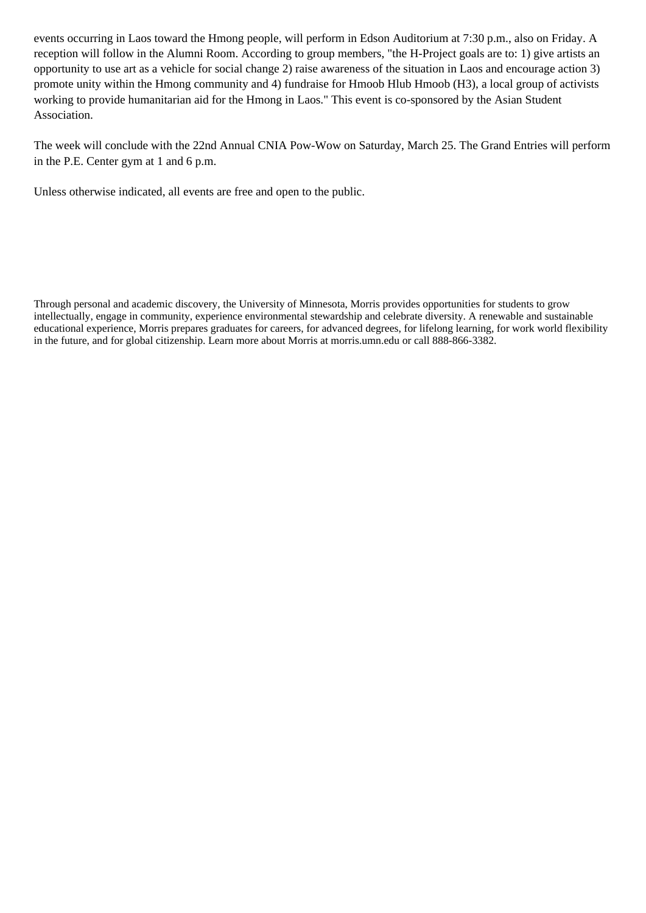events occurring in Laos toward the Hmong people, will perform in Edson Auditorium at 7:30 p.m., also on Friday. A reception will follow in the Alumni Room. According to group members, "the H-Project goals are to: 1) give artists an opportunity to use art as a vehicle for social change 2) raise awareness of the situation in Laos and encourage action 3) promote unity within the Hmong community and 4) fundraise for Hmoob Hlub Hmoob (H3), a local group of activists working to provide humanitarian aid for the Hmong in Laos." This event is co-sponsored by the Asian Student Association.

The week will conclude with the 22nd Annual CNIA Pow-Wow on Saturday, March 25. The Grand Entries will perform in the P.E. Center gym at 1 and 6 p.m.

Unless otherwise indicated, all events are free and open to the public.

Through personal and academic discovery, the University of Minnesota, Morris provides opportunities for students to grow intellectually, engage in community, experience environmental stewardship and celebrate diversity. A renewable and sustainable educational experience, Morris prepares graduates for careers, for advanced degrees, for lifelong learning, for work world flexibility in the future, and for global citizenship. Learn more about Morris at morris.umn.edu or call 888-866-3382.